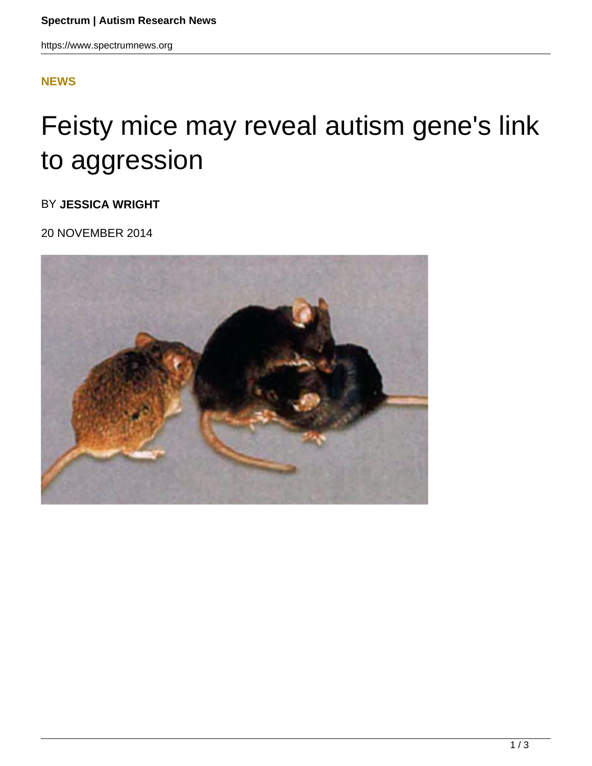**NEWS**

# Feisty mice may reveal autism gene's link to aggression

BY **JESSICA WRIGHT**

20 NOVEMBER 2014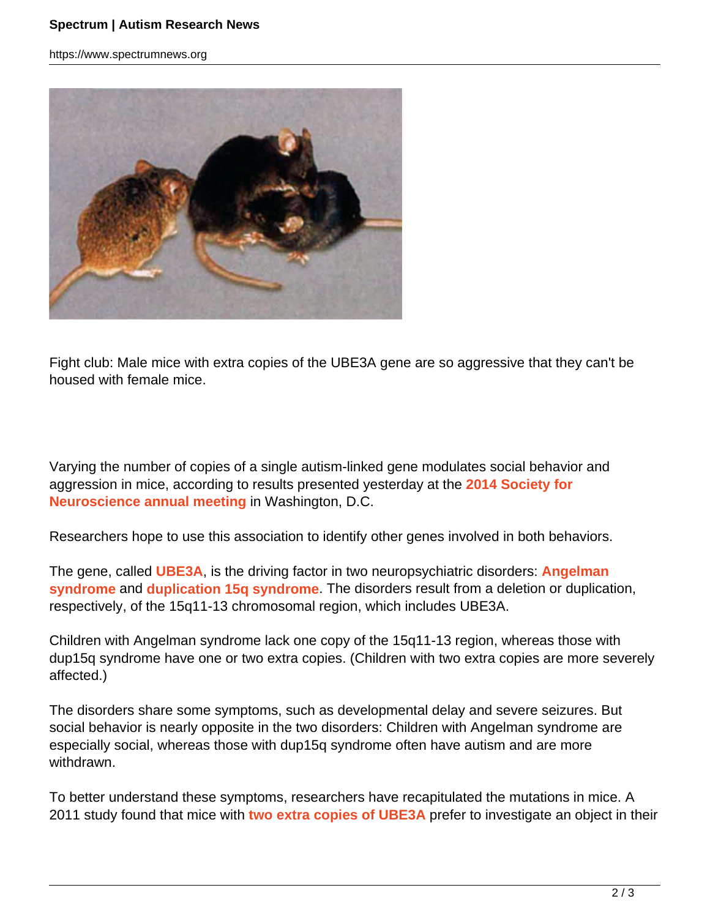Fight club: Male mice with extra copies of the UBE3A gene are so aggressive that they can't be housed with female mice.

Varying the number of copies of a single autism-linked gene modulates social behavior and aggression in mice, according to results presented yesterday at the **2014 Society for Neuroscience annual meeting** in Washington, D.C.

Researchers hope to use this association to identify other genes involved in both behaviors.

The gene, called **UBE3A**, is the driving factor in two neuropsychiatric disorders: **Angelman syndrome** and **duplication 15q syndrome**. The disorders result from a deletion or duplication, respectively, of the 15q11-13 chromosomal region, which includes UBE3A.

Children with Angelman syndrome lack one copy of the 15q11-13 region, whereas those with dup15q syndrome have one or two extra copies. (Children with two extra copies are more severely affected.)

The disorders share some symptoms, such as developmental delay and severe seizures. But social behavior is nearly opposite in the two disorders: Children with Angelman syndrome are especially social, whereas those with dup15q syndrome often have autism and are more withdrawn.

To better understand these symptoms, researchers have recapitulated the mutations in mice. A 2011 study found that mice with **two extra copies of UBE3A** prefer to investigate an object in their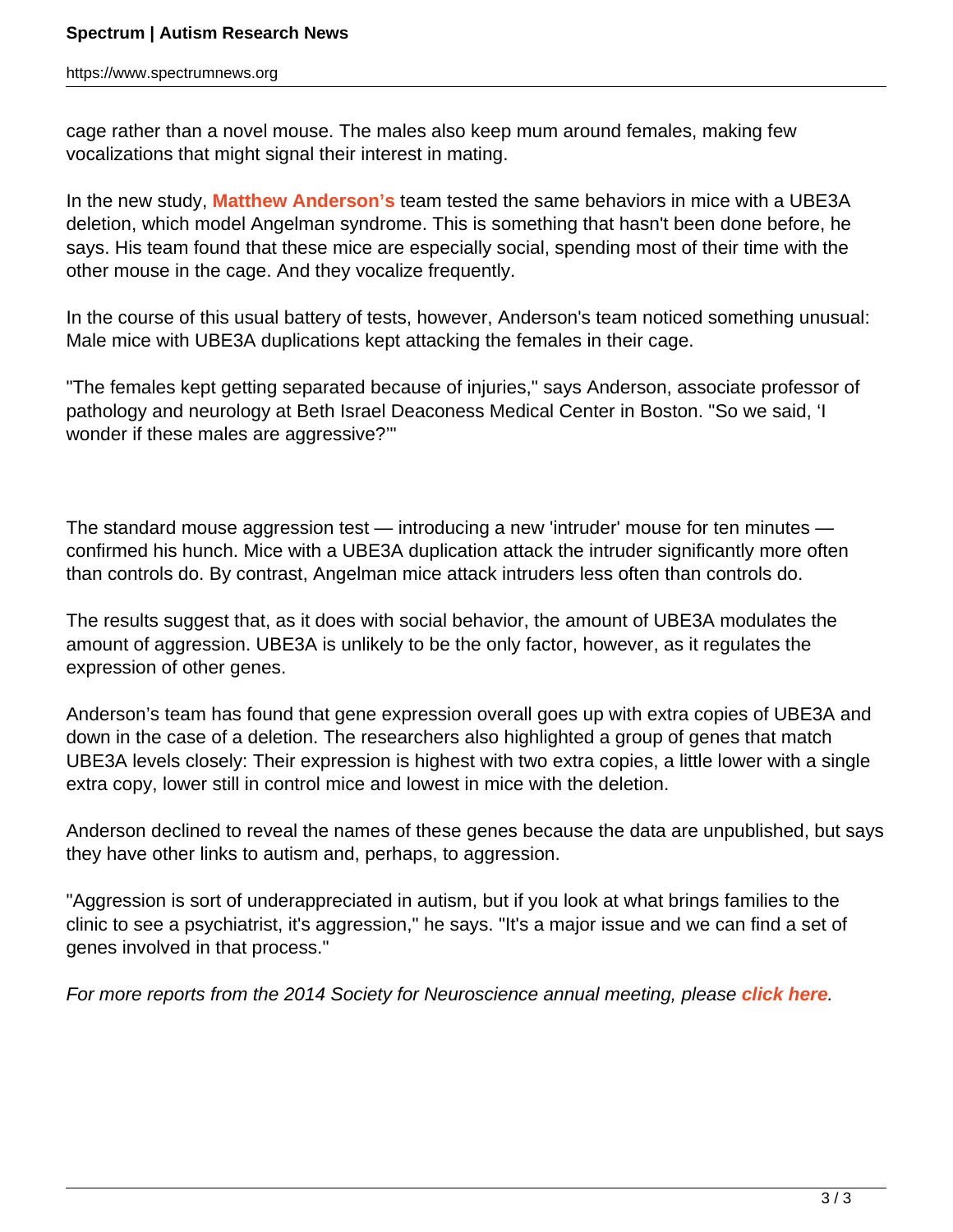cage rather than a novel mouse. The males also keep mum around females, making few vocalizations that might signal their interest in mating.

In the new study, **Matthew Anderson's** team tested the same behaviors in mice with a UBE3A deletion, which model Angelman syndrome. This is something that hasn't been done before, he says. His team found that these mice are especially social, spending most of their time with the other mouse in the cage. And they vocalize frequently.

In the course of this usual battery of tests, however, Anderson's team noticed something unusual: Male mice with UBE3A duplications kept attacking the females in their cage.

"The females kept getting separated because of injuries," says Anderson, associate professor of pathology and neurology at Beth Israel Deaconess Medical Center in Boston. "So we said, 'I wonder if these males are aggressive?'"

The standard mouse aggression test — introducing a new 'intruder' mouse for ten minutes — confirmed his hunch. Mice with a UBE3A duplication attack the intruder significantly more often than controls do. By contrast, Angelman mice attack intruders less often than controls do.

The results suggest that, as it does with social behavior, the amount of UBE3A modulates the amount of aggression. UBE3A is unlikely to be the only factor, however, as it regulates the expression of other genes.

Anderson's team has found that gene expression overall goes up with extra copies of UBE3A and down in the case of a deletion. The researchers also highlighted a group of genes that match UBE3A levels closely: Their expression is highest with two extra copies, a little lower with a single extra copy, lower still in control mice and lowest in mice with the deletion.

Anderson declined to reveal the names of these genes because the data are unpublished, but says they have other links to autism and, perhaps, to aggression.

"Aggression is sort of underappreciated in autism, but if you look at what brings families to the clinic to see a psychiatrist, it's aggression," he says. "It's a major issue and we can find a set of genes involved in that process."

*For more reports from the 2014 Society for Neuroscience annual meeting, please* ***click here****.*